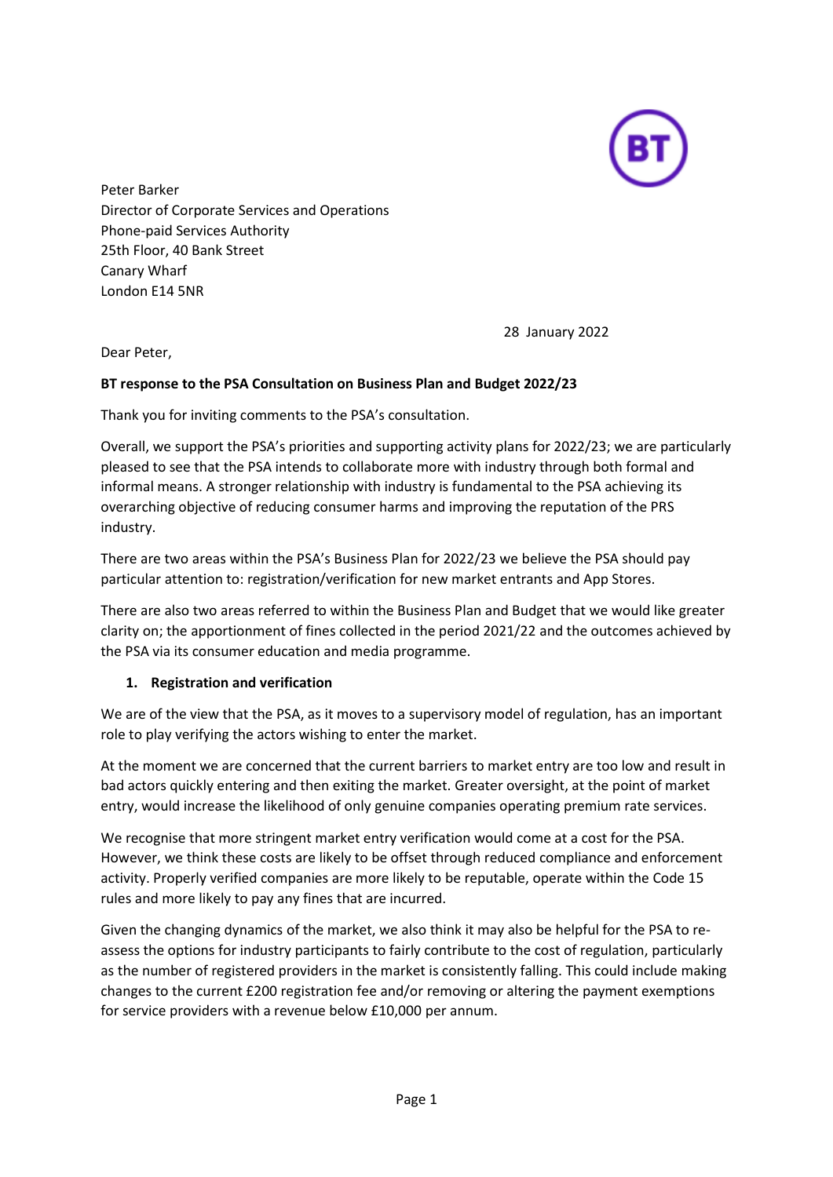Peter Barker
Director of Corporate Services and Operations
Phone-paid Services Authority
25th Floor, 40 Bank Street
Canary Wharf
London E14 5NR

28 January 2022

Dear Peter,

**BT response to the PSA Consultation on Business Plan and Budget 2022/23**

Thank you for inviting comments to the PSA's consultation.

Overall, we support the PSA's priorities and supporting activity plans for 2022/23; we are particularly pleased to see that the PSA intends to collaborate more with industry through both formal and informal means. A stronger relationship with industry is fundamental to the PSA achieving its overarching objective of reducing consumer harms and improving the reputation of the PRS industry.

There are two areas within the PSA's Business Plan for 2022/23 we believe the PSA should pay particular attention to: registration/verification for new market entrants and App Stores.

There are also two areas referred to within the Business Plan and Budget that we would like greater clarity on; the apportionment of fines collected in the period 2021/22 and the outcomes achieved by the PSA via its consumer education and media programme.

1. **Registration and verification**

We are of the view that the PSA, as it moves to a supervisory model of regulation, has an important role to play verifying the actors wishing to enter the market.

At the moment we are concerned that the current barriers to market entry are too low and result in bad actors quickly entering and then exiting the market. Greater oversight, at the point of market entry, would increase the likelihood of only genuine companies operating premium rate services.

We recognise that more stringent market entry verification would come at a cost for the PSA. However, we think these costs are likely to be offset through reduced compliance and enforcement activity. Properly verified companies are more likely to be reputable, operate within the Code 15 rules and more likely to pay any fines that are incurred.

Given the changing dynamics of the market, we also think it may also be helpful for the PSA to re-assess the options for industry participants to fairly contribute to the cost of regulation, particularly as the number of registered providers in the market is consistently falling. This could include making changes to the current £200 registration fee and/or removing or altering the payment exemptions for service providers with a revenue below £10,000 per annum.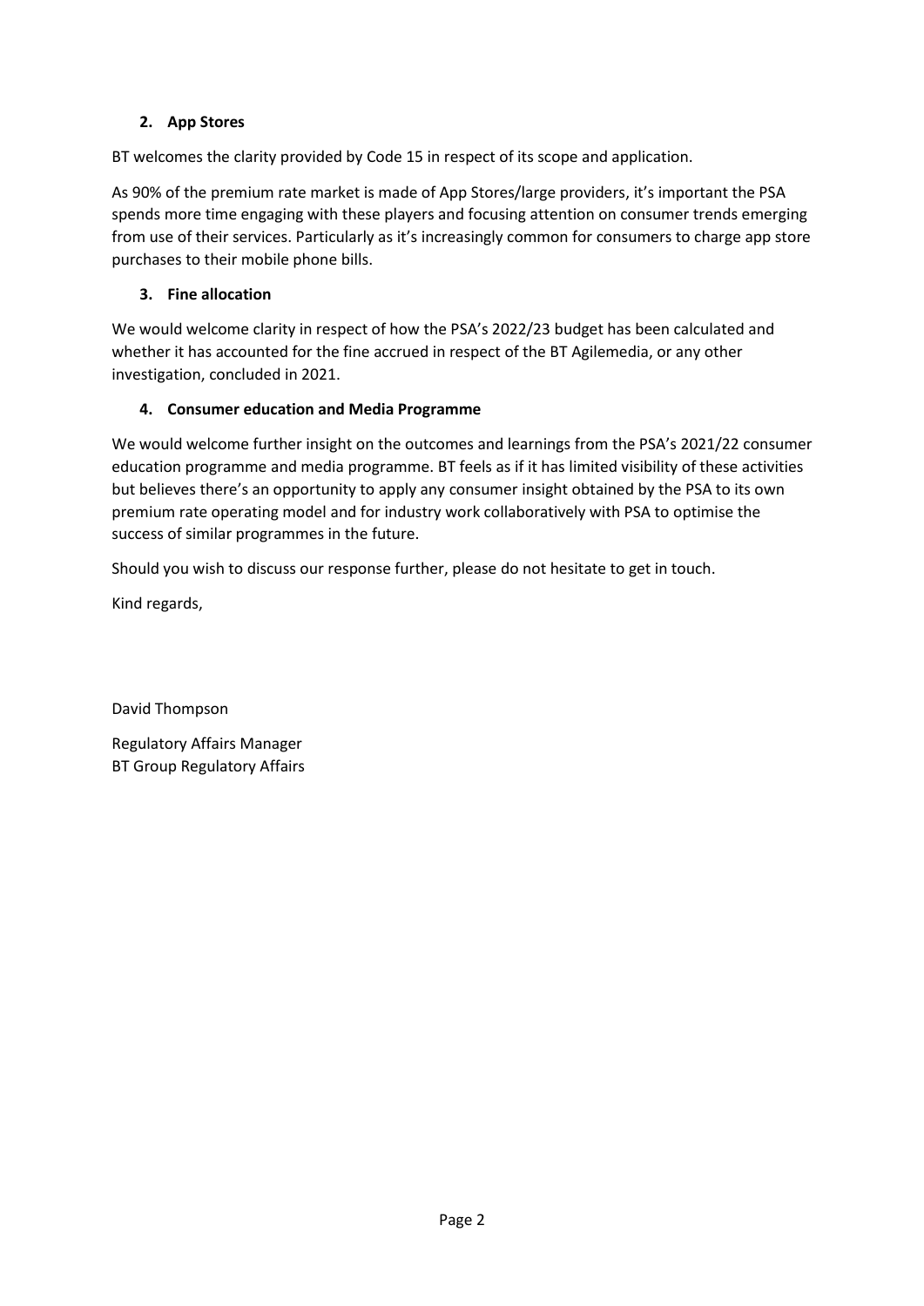## 2. App Stores

BT welcomes the clarity provided by Code 15 in respect of its scope and application.

As 90% of the premium rate market is made of App Stores/large providers, it's important the PSA spends more time engaging with these players and focusing attention on consumer trends emerging from use of their services. Particularly as it's increasingly common for consumers to charge app store purchases to their mobile phone bills.

## 3. Fine allocation

We would welcome clarity in respect of how the PSA's 2022/23 budget has been calculated and whether it has accounted for the fine accrued in respect of the BT Agilemedia, or any other investigation, concluded in 2021.

## 4. Consumer education and Media Programme

We would welcome further insight on the outcomes and learnings from the PSA's 2021/22 consumer education programme and media programme. BT feels as if it has limited visibility of these activities but believes there's an opportunity to apply any consumer insight obtained by the PSA to its own premium rate operating model and for industry work collaboratively with PSA to optimise the success of similar programmes in the future.

Should you wish to discuss our response further, please do not hesitate to get in touch.

Kind regards,

David Thompson

Regulatory Affairs Manager
BT Group Regulatory Affairs